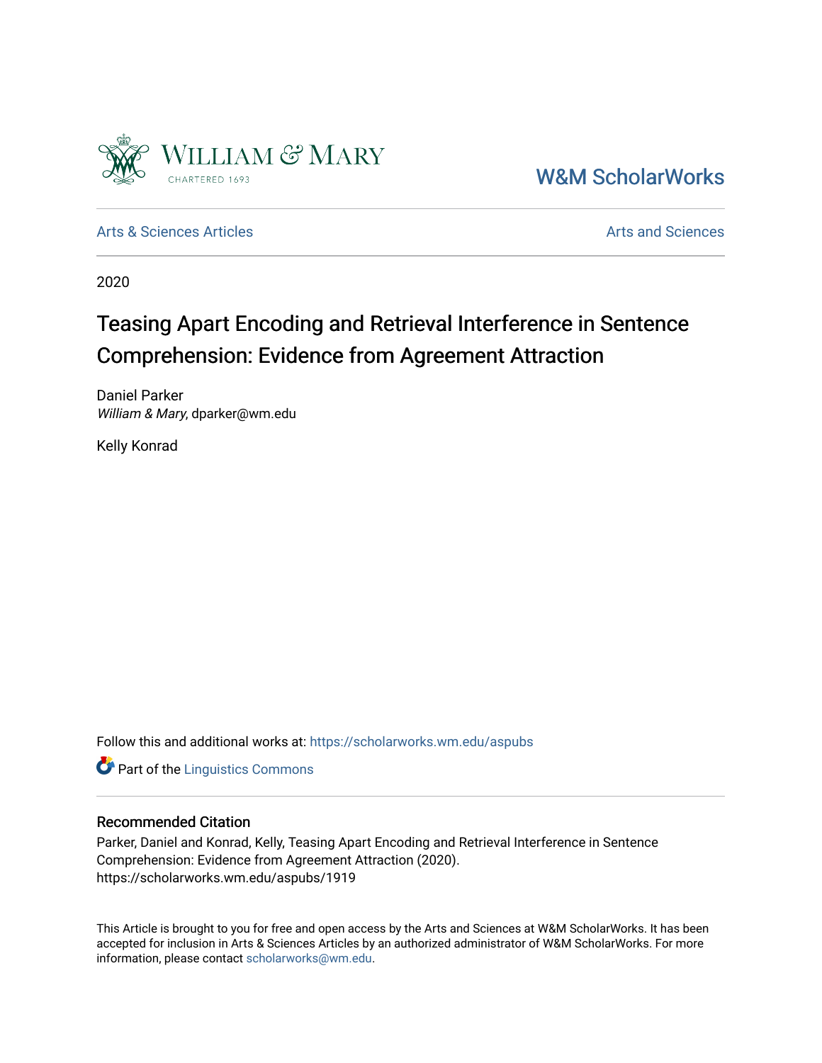William & Mary
CHARTERED 1693

W&M ScholarWorks

Arts & Sciences Articles | Arts and Sciences

2020

# Teasing Apart Encoding and Retrieval Interference in Sentence Comprehension: Evidence from Agreement Attraction

Daniel Parker
*William & Mary*, dparker@wm.edu

Kelly Konrad

Follow this and additional works at: https://scholarworks.wm.edu/aspubs

Part of the Linguistics Commons

## Recommended Citation

Parker, Daniel and Konrad, Kelly, Teasing Apart Encoding and Retrieval Interference in Sentence Comprehension: Evidence from Agreement Attraction (2020).
https://scholarworks.wm.edu/aspubs/1919

This Article is brought to you for free and open access by the Arts and Sciences at W&M ScholarWorks. It has been accepted for inclusion in Arts & Sciences Articles by an authorized administrator of W&M ScholarWorks. For more information, please contact scholarworks@wm.edu.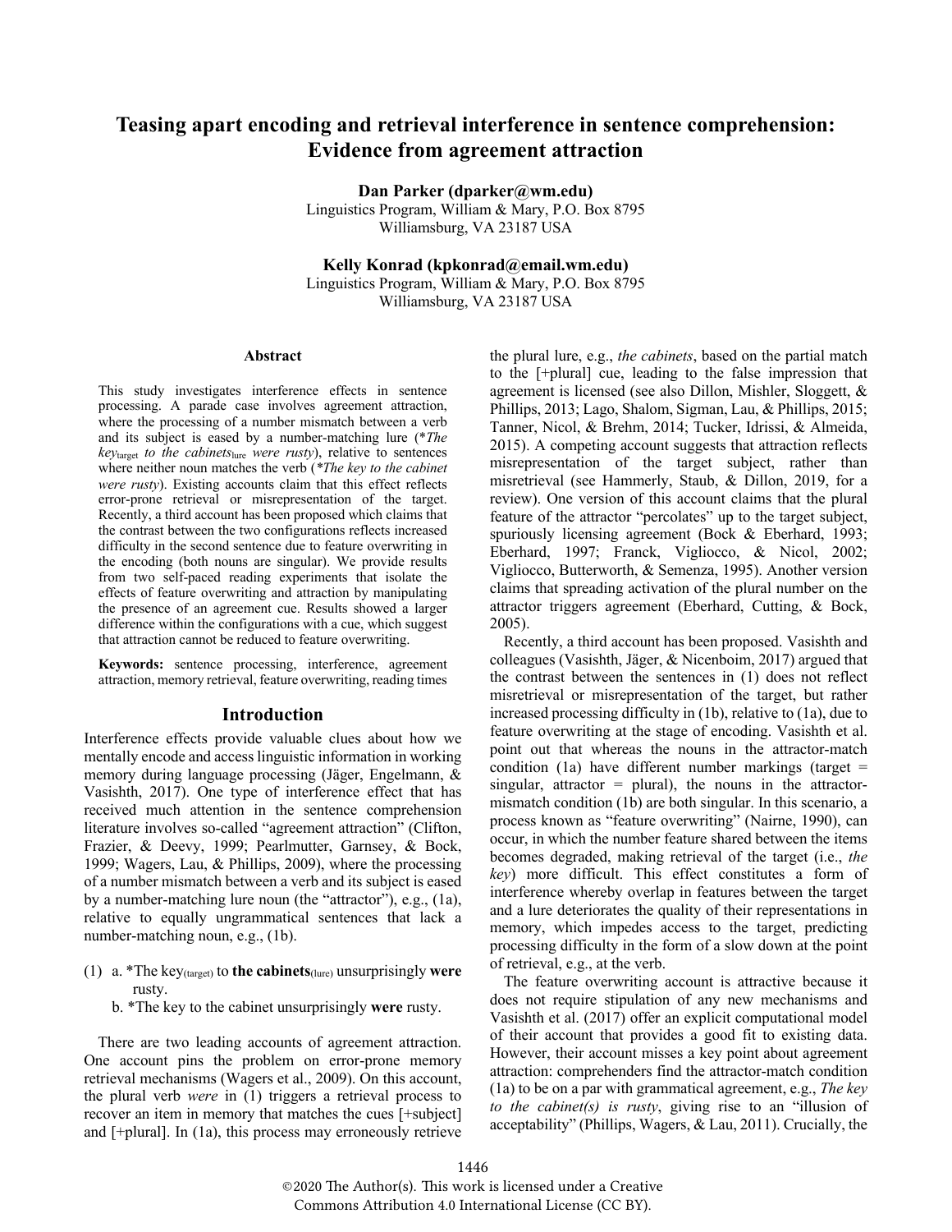# Teasing apart encoding and retrieval interference in sentence comprehension: Evidence from agreement attraction

**Dan Parker (dparker@wm.edu)**
Linguistics Program, William & Mary, P.O. Box 8795
Williamsburg, VA 23187 USA

**Kelly Konrad (kpkonrad@email.wm.edu)**
Linguistics Program, William & Mary, P.O. Box 8795
Williamsburg, VA 23187 USA

## Abstract

This study investigates interference effects in sentence processing. A parade case involves agreement attraction, where the processing of a number mismatch between a verb and its subject is eased by a number-matching lure (\**The key*$_{\text{target}}$ *to the cabinets*$_{\text{lure}}$ *were rusty*), relative to sentences where neither noun matches the verb (\**The key to the cabinet were rusty*). Existing accounts claim that this effect reflects error-prone retrieval or misrepresentation of the target. Recently, a third account has been proposed which claims that the contrast between the two configurations reflects increased difficulty in the second sentence due to feature overwriting in the encoding (both nouns are singular). We provide results from two self-paced reading experiments that isolate the effects of feature overwriting and attraction by manipulating the presence of an agreement cue. Results showed a larger difference within the configurations with a cue, which suggest that attraction cannot be reduced to feature overwriting.

**Keywords:** sentence processing, interference, agreement attraction, memory retrieval, feature overwriting, reading times

## Introduction

Interference effects provide valuable clues about how we mentally encode and access linguistic information in working memory during language processing (Jäger, Engelmann, & Vasishth, 2017). One type of interference effect that has received much attention in the sentence comprehension literature involves so-called "agreement attraction" (Clifton, Frazier, & Deevy, 1999; Pearlmutter, Garnsey, & Bock, 1999; Wagers, Lau, & Phillips, 2009), where the processing of a number mismatch between a verb and its subject is eased by a number-matching lure noun (the "attractor"), e.g., (1a), relative to equally ungrammatical sentences that lack a number-matching noun, e.g., (1b).

(1) a. \*The key$_{\text{(target)}}$ to **the cabinets**$_{\text{(lure)}}$ unsurprisingly **were** rusty.
    b. \*The key to the cabinet unsurprisingly **were** rusty.

There are two leading accounts of agreement attraction. One account pins the problem on error-prone memory retrieval mechanisms (Wagers et al., 2009). On this account, the plural verb *were* in (1) triggers a retrieval process to recover an item in memory that matches the cues [+subject] and [+plural]. In (1a), this process may erroneously retrieve the plural lure, e.g., *the cabinets*, based on the partial match to the [+plural] cue, leading to the false impression that agreement is licensed (see also Dillon, Mishler, Sloggett, & Phillips, 2013; Lago, Shalom, Sigman, Lau, & Phillips, 2015; Tanner, Nicol, & Brehm, 2014; Tucker, Idrissi, & Almeida, 2015). A competing account suggests that attraction reflects misrepresentation of the target subject, rather than misretrieval (see Hammerly, Staub, & Dillon, 2019, for a review). One version of this account claims that the plural feature of the attractor "percolates" up to the target subject, spuriously licensing agreement (Bock & Eberhard, 1993; Eberhard, 1997; Franck, Vigliocco, & Nicol, 2002; Vigliocco, Butterworth, & Semenza, 1995). Another version claims that spreading activation of the plural number on the attractor triggers agreement (Eberhard, Cutting, & Bock, 2005).

Recently, a third account has been proposed. Vasishth and colleagues (Vasishth, Jäger, & Nicenboim, 2017) argued that the contrast between the sentences in (1) does not reflect misretrieval or misrepresentation of the target, but rather increased processing difficulty in (1b), relative to (1a), due to feature overwriting at the stage of encoding. Vasishth et al. point out that whereas the nouns in the attractor-match condition (1a) have different number markings (target = singular, attractor = plural), the nouns in the attractor-mismatch condition (1b) are both singular. In this scenario, a process known as "feature overwriting" (Nairne, 1990), can occur, in which the number feature shared between the items becomes degraded, making retrieval of the target (i.e., *the key*) more difficult. This effect constitutes a form of interference whereby overlap in features between the target and a lure deteriorates the quality of their representations in memory, which impedes access to the target, predicting processing difficulty in the form of a slow down at the point of retrieval, e.g., at the verb.

The feature overwriting account is attractive because it does not require stipulation of any new mechanisms and Vasishth et al. (2017) offer an explicit computational model of their account that provides a good fit to existing data. However, their account misses a key point about agreement attraction: comprehenders find the attractor-match condition (1a) to be on a par with grammatical agreement, e.g., *The key to the cabinet(s) is rusty*, giving rise to an "illusion of acceptability" (Phillips, Wagers, & Lau, 2011). Crucially, the

©2020 The Author(s). This work is licensed under a Creative Commons Attribution 4.0 International License (CC BY).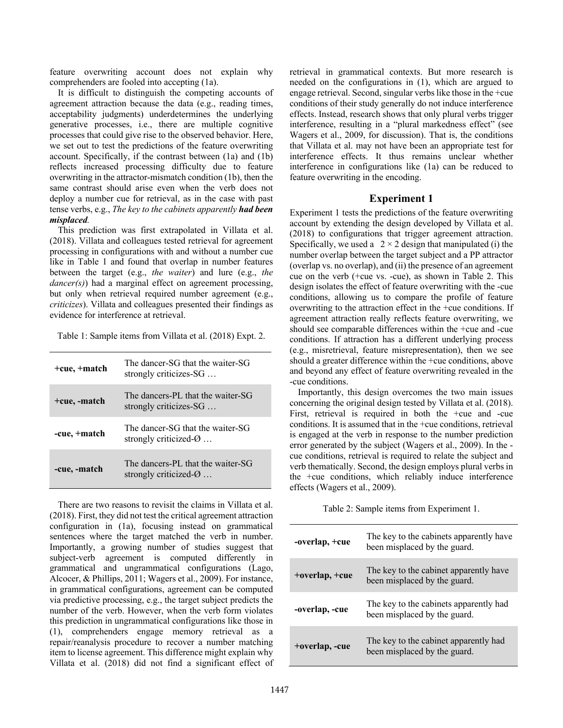feature overwriting account does not explain why comprehenders are fooled into accepting (1a).

It is difficult to distinguish the competing accounts of agreement attraction because the data (e.g., reading times, acceptability judgments) underdetermines the underlying generative processes, i.e., there are multiple cognitive processes that could give rise to the observed behavior. Here, we set out to test the predictions of the feature overwriting account. Specifically, if the contrast between (1a) and (1b) reflects increased processing difficulty due to feature overwriting in the attractor-mismatch condition (1b), then the same contrast should arise even when the verb does not deploy a number cue for retrieval, as in the case with past tense verbs, e.g., *The key to the cabinets apparently* ***had been misplaced****.*

This prediction was first extrapolated in Villata et al. (2018). Villata and colleagues tested retrieval for agreement processing in configurations with and without a number cue like in Table 1 and found that overlap in number features between the target (e.g., *the waiter*) and lure (e.g., *the dancer(s)*) had a marginal effect on agreement processing, but only when retrieval required number agreement (e.g., *criticizes*). Villata and colleagues presented their findings as evidence for interference at retrieval.

Table 1: Sample items from Villata et al. (2018) Expt. 2.

| | |
|---|---|
| **+cue, +match** | The dancer-SG that the waiter-SG strongly criticizes-SG … |
| **+cue, -match** | The dancers-PL that the waiter-SG strongly criticizes-SG … |
| **-cue, +match** | The dancer-SG that the waiter-SG strongly criticized-Ø … |
| **-cue, -match** | The dancers-PL that the waiter-SG strongly criticized-Ø … |

There are two reasons to revisit the claims in Villata et al. (2018). First, they did not test the critical agreement attraction configuration in (1a), focusing instead on grammatical sentences where the target matched the verb in number. Importantly, a growing number of studies suggest that subject-verb agreement is computed differently in grammatical and ungrammatical configurations (Lago, Alcocer, & Phillips, 2011; Wagers et al., 2009). For instance, in grammatical configurations, agreement can be computed via predictive processing, e.g., the target subject predicts the number of the verb. However, when the verb form violates this prediction in ungrammatical configurations like those in (1), comprehenders engage memory retrieval as a repair/reanalysis procedure to recover a number matching item to license agreement. This difference might explain why Villata et al. (2018) did not find a significant effect of retrieval in grammatical contexts. But more research is needed on the configurations in (1), which are argued to engage retrieval. Second, singular verbs like those in the +cue conditions of their study generally do not induce interference effects. Instead, research shows that only plural verbs trigger interference, resulting in a "plural markedness effect" (see Wagers et al., 2009, for discussion). That is, the conditions that Villata et al. may not have been an appropriate test for interference effects. It thus remains unclear whether interference in configurations like (1a) can be reduced to feature overwriting in the encoding.

## Experiment 1

Experiment 1 tests the predictions of the feature overwriting account by extending the design developed by Villata et al. (2018) to configurations that trigger agreement attraction. Specifically, we used a $2 \times 2$ design that manipulated (i) the number overlap between the target subject and a PP attractor (overlap vs. no overlap), and (ii) the presence of an agreement cue on the verb (+cue vs. -cue), as shown in Table 2. This design isolates the effect of feature overwriting with the -cue conditions, allowing us to compare the profile of feature overwriting to the attraction effect in the +cue conditions. If agreement attraction really reflects feature overwriting, we should see comparable differences within the +cue and -cue conditions. If attraction has a different underlying process (e.g., misretrieval, feature misrepresentation), then we see should a greater difference within the +cue conditions, above and beyond any effect of feature overwriting revealed in the -cue conditions.

Importantly, this design overcomes the two main issues concerning the original design tested by Villata et al. (2018). First, retrieval is required in both the +cue and -cue conditions. It is assumed that in the +cue conditions, retrieval is engaged at the verb in response to the number prediction error generated by the subject (Wagers et al., 2009). In the -cue conditions, retrieval is required to relate the subject and verb thematically. Second, the design employs plural verbs in the +cue conditions, which reliably induce interference effects (Wagers et al., 2009).

Table 2: Sample items from Experiment 1.

| | |
|---|---|
| **-overlap, +cue** | The key to the cabinets apparently have been misplaced by the guard. |
| **+overlap, +cue** | The key to the cabinet apparently have been misplaced by the guard. |
| **-overlap, -cue** | The key to the cabinets apparently had been misplaced by the guard. |
| **+overlap, -cue** | The key to the cabinet apparently had been misplaced by the guard. |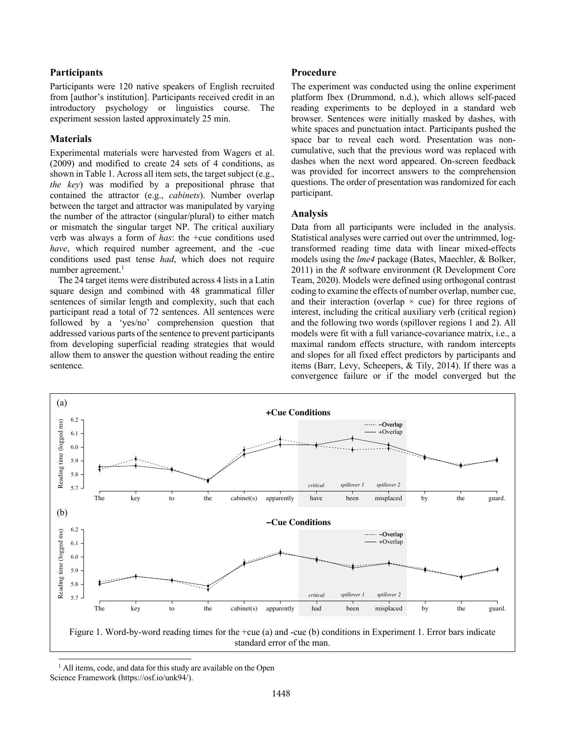### Participants

Participants were 120 native speakers of English recruited from [author's institution]. Participants received credit in an introductory psychology or linguistics course. The experiment session lasted approximately 25 min.

### Materials

Experimental materials were harvested from Wagers et al. (2009) and modified to create 24 sets of 4 conditions, as shown in Table 1. Across all item sets, the target subject (e.g., *the key*) was modified by a prepositional phrase that contained the attractor (e.g., *cabinets*). Number overlap between the target and attractor was manipulated by varying the number of the attractor (singular/plural) to either match or mismatch the singular target NP. The critical auxiliary verb was always a form of *has*: the +cue conditions used *have*, which required number agreement, and the -cue conditions used past tense *had*, which does not require number agreement.[1]

The 24 target items were distributed across 4 lists in a Latin square design and combined with 48 grammatical filler sentences of similar length and complexity, such that each participant read a total of 72 sentences. All sentences were followed by a 'yes/no' comprehension question that addressed various parts of the sentence to prevent participants from developing superficial reading strategies that would allow them to answer the question without reading the entire sentence.

### Procedure

The experiment was conducted using the online experiment platform Ibex (Drummond, n.d.), which allows self-paced reading experiments to be deployed in a standard web browser. Sentences were initially masked by dashes, with white spaces and punctuation intact. Participants pushed the space bar to reveal each word. Presentation was non-cumulative, such that the previous word was replaced with dashes when the next word appeared. On-screen feedback was provided for incorrect answers to the comprehension questions. The order of presentation was randomized for each participant.

### Analysis

Data from all participants were included in the analysis. Statistical analyses were carried out over the untrimmed, log-transformed reading time data with linear mixed-effects models using the *lme4* package (Bates, Maechler, & Bolker, 2011) in the *R* software environment (R Development Core Team, 2020). Models were defined using orthogonal contrast coding to examine the effects of number overlap, number cue, and their interaction (overlap × cue) for three regions of interest, including the critical auxiliary verb (critical region) and the following two words (spillover regions 1 and 2). All models were fit with a full variance-covariance matrix, i.e., a maximal random effects structure, with random intercepts and slopes for all fixed effect predictors by participants and items (Barr, Levy, Scheepers, & Tily, 2014). If there was a convergence failure or if the model converged but the

Figure 1. Word-by-word reading times for the +cue (a) and -cue (b) conditions in Experiment 1. Error bars indicate standard error of the man.

[1] All items, code, and data for this study are available on the Open Science Framework (https://osf.io/unk94/).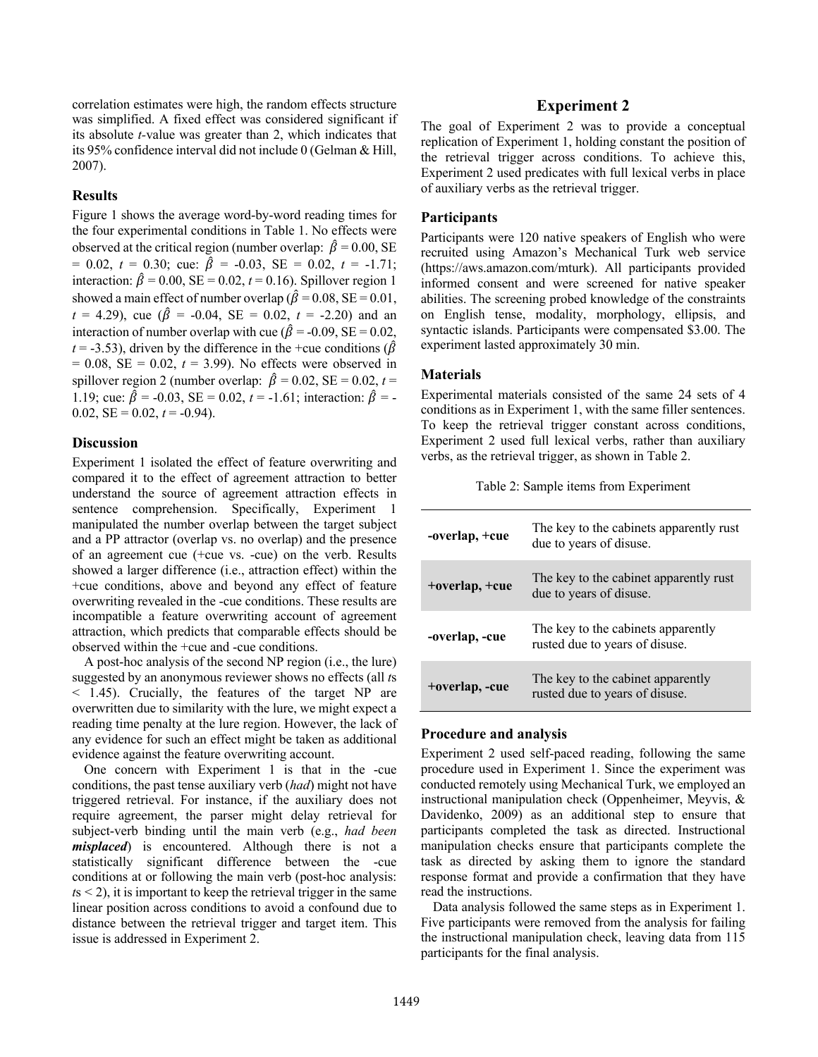correlation estimates were high, the random effects structure was simplified. A fixed effect was considered significant if its absolute *t*-value was greater than 2, which indicates that its 95% confidence interval did not include 0 (Gelman & Hill, 2007).

### Results

Figure 1 shows the average word-by-word reading times for the four experimental conditions in Table 1. No effects were observed at the critical region (number overlap: $\hat{\beta}$ = 0.00, SE = 0.02, *t* = 0.30; cue: $\hat{\beta}$ = -0.03, SE = 0.02, *t* = -1.71; interaction: $\hat{\beta}$ = 0.00, SE = 0.02, *t* = 0.16). Spillover region 1 showed a main effect of number overlap ($\hat{\beta}$ = 0.08, SE = 0.01, *t* = 4.29), cue ($\hat{\beta}$ = -0.04, SE = 0.02, *t* = -2.20) and an interaction of number overlap with cue ($\hat{\beta}$ = -0.09, SE = 0.02, *t* = -3.53), driven by the difference in the +cue conditions ($\hat{\beta}$ = 0.08, SE = 0.02, *t* = 3.99). No effects were observed in spillover region 2 (number overlap: $\hat{\beta}$ = 0.02, SE = 0.02, *t* = 1.19; cue: $\hat{\beta}$ = -0.03, SE = 0.02, *t* = -1.61; interaction: $\hat{\beta}$ = -0.02, SE = 0.02, *t* = -0.94).

### Discussion

Experiment 1 isolated the effect of feature overwriting and compared it to the effect of agreement attraction to better understand the source of agreement attraction effects in sentence comprehension. Specifically, Experiment 1 manipulated the number overlap between the target subject and a PP attractor (overlap vs. no overlap) and the presence of an agreement cue (+cue vs. -cue) on the verb. Results showed a larger difference (i.e., attraction effect) within the +cue conditions, above and beyond any effect of feature overwriting revealed in the -cue conditions. These results are incompatible a feature overwriting account of agreement attraction, which predicts that comparable effects should be observed within the +cue and -cue conditions.

A post-hoc analysis of the second NP region (i.e., the lure) suggested by an anonymous reviewer shows no effects (all *t*s < 1.45). Crucially, the features of the target NP are overwritten due to similarity with the lure, we might expect a reading time penalty at the lure region. However, the lack of any evidence for such an effect might be taken as additional evidence against the feature overwriting account.

One concern with Experiment 1 is that in the -cue conditions, the past tense auxiliary verb (*had*) might not have triggered retrieval. For instance, if the auxiliary does not require agreement, the parser might delay retrieval for subject-verb binding until the main verb (e.g., *had been **misplaced***) is encountered. Although there is not a statistically significant difference between the -cue conditions at or following the main verb (post-hoc analysis: *t*s < 2), it is important to keep the retrieval trigger in the same linear position across conditions to avoid a confound due to distance between the retrieval trigger and target item. This issue is addressed in Experiment 2.

## Experiment 2

The goal of Experiment 2 was to provide a conceptual replication of Experiment 1, holding constant the position of the retrieval trigger across conditions. To achieve this, Experiment 2 used predicates with full lexical verbs in place of auxiliary verbs as the retrieval trigger.

### Participants

Participants were 120 native speakers of English who were recruited using Amazon's Mechanical Turk web service (https://aws.amazon.com/mturk). All participants provided informed consent and were screened for native speaker abilities. The screening probed knowledge of the constraints on English tense, modality, morphology, ellipsis, and syntactic islands. Participants were compensated $3.00. The experiment lasted approximately 30 min.

### Materials

Experimental materials consisted of the same 24 sets of 4 conditions as in Experiment 1, with the same filler sentences. To keep the retrieval trigger constant across conditions, Experiment 2 used full lexical verbs, rather than auxiliary verbs, as the retrieval trigger, as shown in Table 2.

Table 2: Sample items from Experiment

| Condition | Sample item |
|---|---|
| **-overlap, +cue** | The key to the cabinets apparently rust due to years of disuse. |
| **+overlap, +cue** | The key to the cabinet apparently rust due to years of disuse. |
| **-overlap, -cue** | The key to the cabinets apparently rusted due to years of disuse. |
| **+overlap, -cue** | The key to the cabinet apparently rusted due to years of disuse. |

### Procedure and analysis

Experiment 2 used self-paced reading, following the same procedure used in Experiment 1. Since the experiment was conducted remotely using Mechanical Turk, we employed an instructional manipulation check (Oppenheimer, Meyvis, & Davidenko, 2009) as an additional step to ensure that participants completed the task as directed. Instructional manipulation checks ensure that participants complete the task as directed by asking them to ignore the standard response format and provide a confirmation that they have read the instructions.

Data analysis followed the same steps as in Experiment 1. Five participants were removed from the analysis for failing the instructional manipulation check, leaving data from 115 participants for the final analysis.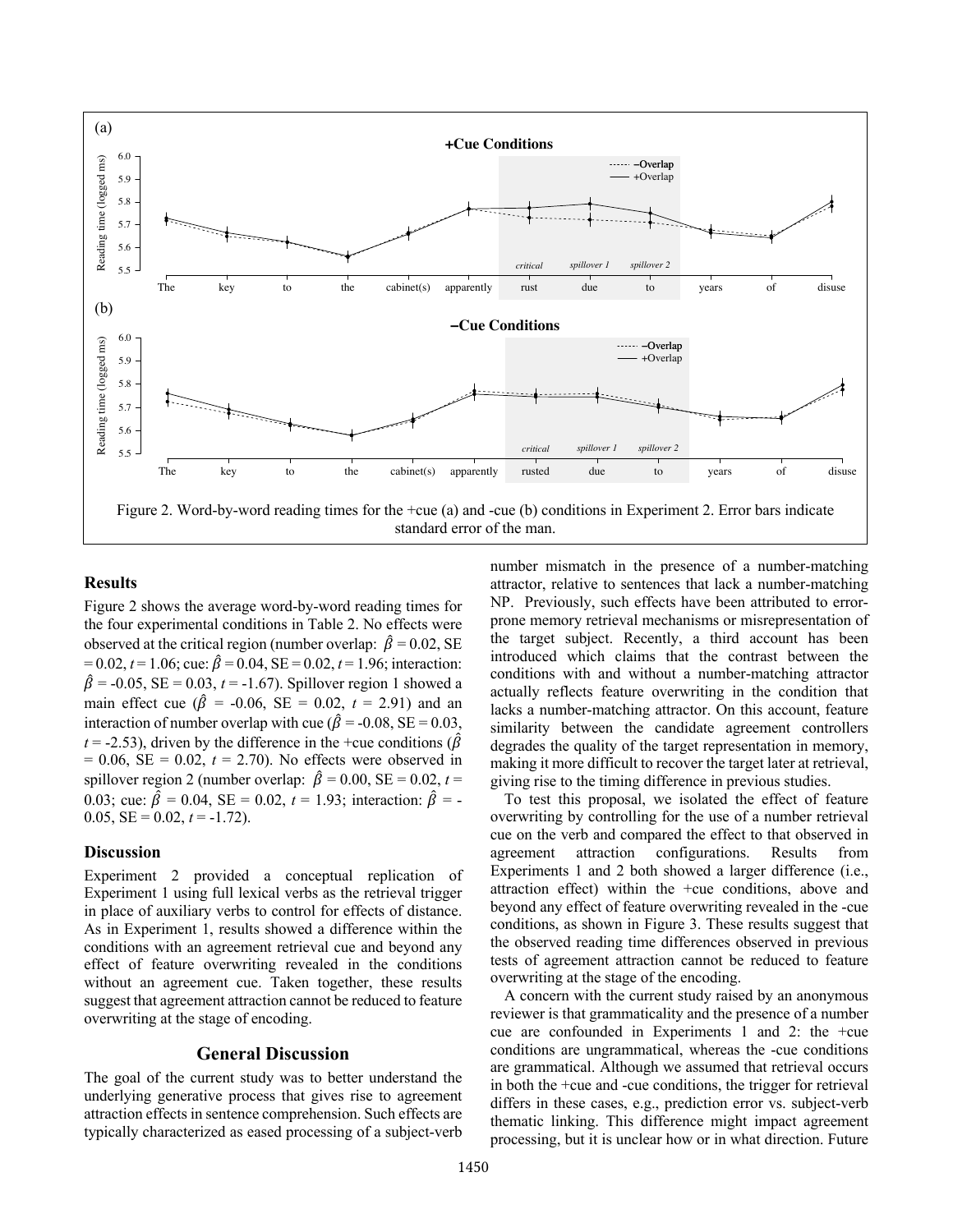Figure 2. Word-by-word reading times for the +cue (a) and -cue (b) conditions in Experiment 2. Error bars indicate standard error of the man.

## Results

Figure 2 shows the average word-by-word reading times for the four experimental conditions in Table 2. No effects were observed at the critical region (number overlap: $\hat{\beta} = 0.02$, SE $= 0.02$, $t = 1.06$; cue: $\hat{\beta} = 0.04$, SE $= 0.02$, $t = 1.96$; interaction: $\hat{\beta} = -0.05$, SE $= 0.03$, $t = -1.67$). Spillover region 1 showed a main effect cue ($\hat{\beta} = -0.06$, SE $= 0.02$, $t = 2.91$) and an interaction of number overlap with cue ($\hat{\beta} = -0.08$, SE $= 0.03$, $t = -2.53$), driven by the difference in the +cue conditions ($\hat{\beta} = 0.06$, SE $= 0.02$, $t = 2.70$). No effects were observed in spillover region 2 (number overlap: $\hat{\beta} = 0.00$, SE $= 0.02$, $t = 0.03$; cue: $\hat{\beta} = 0.04$, SE $= 0.02$, $t = 1.93$; interaction: $\hat{\beta} = -0.05$, SE $= 0.02$, $t = -1.72$).

## Discussion

Experiment 2 provided a conceptual replication of Experiment 1 using full lexical verbs as the retrieval trigger in place of auxiliary verbs to control for effects of distance. As in Experiment 1, results showed a difference within the conditions with an agreement retrieval cue and beyond any effect of feature overwriting revealed in the conditions without an agreement cue. Taken together, these results suggest that agreement attraction cannot be reduced to feature overwriting at the stage of encoding.

# General Discussion

The goal of the current study was to better understand the underlying generative process that gives rise to agreement attraction effects in sentence comprehension. Such effects are typically characterized as eased processing of a subject-verb number mismatch in the presence of a number-matching attractor, relative to sentences that lack a number-matching NP. Previously, such effects have been attributed to error-prone memory retrieval mechanisms or misrepresentation of the target subject. Recently, a third account has been introduced which claims that the contrast between the conditions with and without a number-matching attractor actually reflects feature overwriting in the condition that lacks a number-matching attractor. On this account, feature similarity between the candidate agreement controllers degrades the quality of the target representation in memory, making it more difficult to recover the target later at retrieval, giving rise to the timing difference in previous studies.

To test this proposal, we isolated the effect of feature overwriting by controlling for the use of a number retrieval cue on the verb and compared the effect to that observed in agreement attraction configurations. Results from Experiments 1 and 2 both showed a larger difference (i.e., attraction effect) within the +cue conditions, above and beyond any effect of feature overwriting revealed in the -cue conditions, as shown in Figure 3. These results suggest that the observed reading time differences observed in previous tests of agreement attraction cannot be reduced to feature overwriting at the stage of the encoding.

A concern with the current study raised by an anonymous reviewer is that grammaticality and the presence of a number cue are confounded in Experiments 1 and 2: the +cue conditions are ungrammatical, whereas the -cue conditions are grammatical. Although we assumed that retrieval occurs in both the +cue and -cue conditions, the trigger for retrieval differs in these cases, e.g., prediction error vs. subject-verb thematic linking. This difference might impact agreement processing, but it is unclear how or in what direction. Future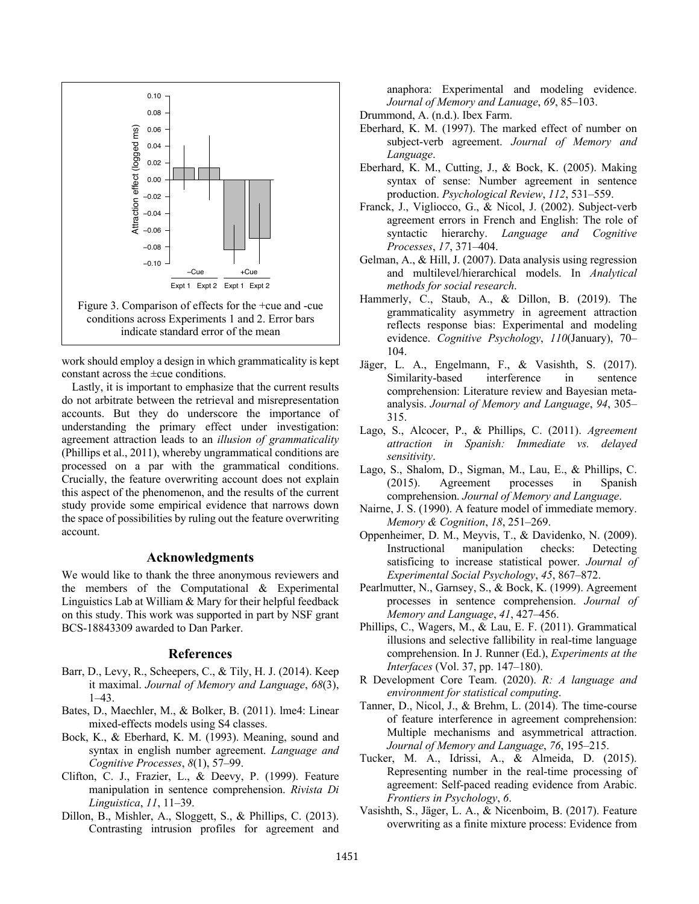Figure 3. Comparison of effects for the +cue and -cue conditions across Experiments 1 and 2. Error bars indicate standard error of the mean

work should employ a design in which grammaticality is kept constant across the ±cue conditions.

Lastly, it is important to emphasize that the current results do not arbitrate between the retrieval and misrepresentation accounts. But they do underscore the importance of understanding the primary effect under investigation: agreement attraction leads to an *illusion of grammaticality* (Phillips et al., 2011), whereby ungrammatical conditions are processed on a par with the grammatical conditions. Crucially, the feature overwriting account does not explain this aspect of the phenomenon, and the results of the current study provide some empirical evidence that narrows down the space of possibilities by ruling out the feature overwriting account.

## Acknowledgments

We would like to thank the three anonymous reviewers and the members of the Computational & Experimental Linguistics Lab at William & Mary for their helpful feedback on this study. This work was supported in part by NSF grant BCS-18843309 awarded to Dan Parker.

## References

Barr, D., Levy, R., Scheepers, C., & Tily, H. J. (2014). Keep it maximal. *Journal of Memory and Language*, *68*(3), 1–43.

Bates, D., Maechler, M., & Bolker, B. (2011). lme4: Linear mixed-effects models using S4 classes.

Bock, K., & Eberhard, K. M. (1993). Meaning, sound and syntax in english number agreement. *Language and Cognitive Processes*, *8*(1), 57–99.

Clifton, C. J., Frazier, L., & Deevy, P. (1999). Feature manipulation in sentence comprehension. *Rivista Di Linguistica*, *11*, 11–39.

Dillon, B., Mishler, A., Sloggett, S., & Phillips, C. (2013). Contrasting intrusion profiles for agreement and anaphora: Experimental and modeling evidence. *Journal of Memory and Lanuage*, *69*, 85–103.

Drummond, A. (n.d.). Ibex Farm.

Eberhard, K. M. (1997). The marked effect of number on subject-verb agreement. *Journal of Memory and Language*.

Eberhard, K. M., Cutting, J., & Bock, K. (2005). Making syntax of sense: Number agreement in sentence production. *Psychological Review*, *112*, 531–559.

Franck, J., Vigliocco, G., & Nicol, J. (2002). Subject-verb agreement errors in French and English: The role of syntactic hierarchy. *Language and Cognitive Processes*, *17*, 371–404.

Gelman, A., & Hill, J. (2007). Data analysis using regression and multilevel/hierarchical models. In *Analytical methods for social research*.

Hammerly, C., Staub, A., & Dillon, B. (2019). The grammaticality asymmetry in agreement attraction reflects response bias: Experimental and modeling evidence. *Cognitive Psychology*, *110*(January), 70–104.

Jäger, L. A., Engelmann, F., & Vasishth, S. (2017). Similarity-based interference in sentence comprehension: Literature review and Bayesian meta-analysis. *Journal of Memory and Language*, *94*, 305–315.

Lago, S., Alcocer, P., & Phillips, C. (2011). *Agreement attraction in Spanish: Immediate vs. delayed sensitivity*.

Lago, S., Shalom, D., Sigman, M., Lau, E., & Phillips, C. (2015). Agreement processes in Spanish comprehension. *Journal of Memory and Language*.

Nairne, J. S. (1990). A feature model of immediate memory. *Memory & Cognition*, *18*, 251–269.

Oppenheimer, D. M., Meyvis, T., & Davidenko, N. (2009). Instructional manipulation checks: Detecting satisficing to increase statistical power. *Journal of Experimental Social Psychology*, *45*, 867–872.

Pearlmutter, N., Garnsey, S., & Bock, K. (1999). Agreement processes in sentence comprehension. *Journal of Memory and Language*, *41*, 427–456.

Phillips, C., Wagers, M., & Lau, E. F. (2011). Grammatical illusions and selective fallibility in real-time language comprehension. In J. Runner (Ed.), *Experiments at the Interfaces* (Vol. 37, pp. 147–180).

R Development Core Team. (2020). *R: A language and environment for statistical computing*.

Tanner, D., Nicol, J., & Brehm, L. (2014). The time-course of feature interference in agreement comprehension: Multiple mechanisms and asymmetrical attraction. *Journal of Memory and Language*, *76*, 195–215.

Tucker, M. A., Idrissi, A., & Almeida, D. (2015). Representing number in the real-time processing of agreement: Self-paced reading evidence from Arabic. *Frontiers in Psychology*, *6*.

Vasishth, S., Jäger, L. A., & Nicenboim, B. (2017). Feature overwriting as a finite mixture process: Evidence from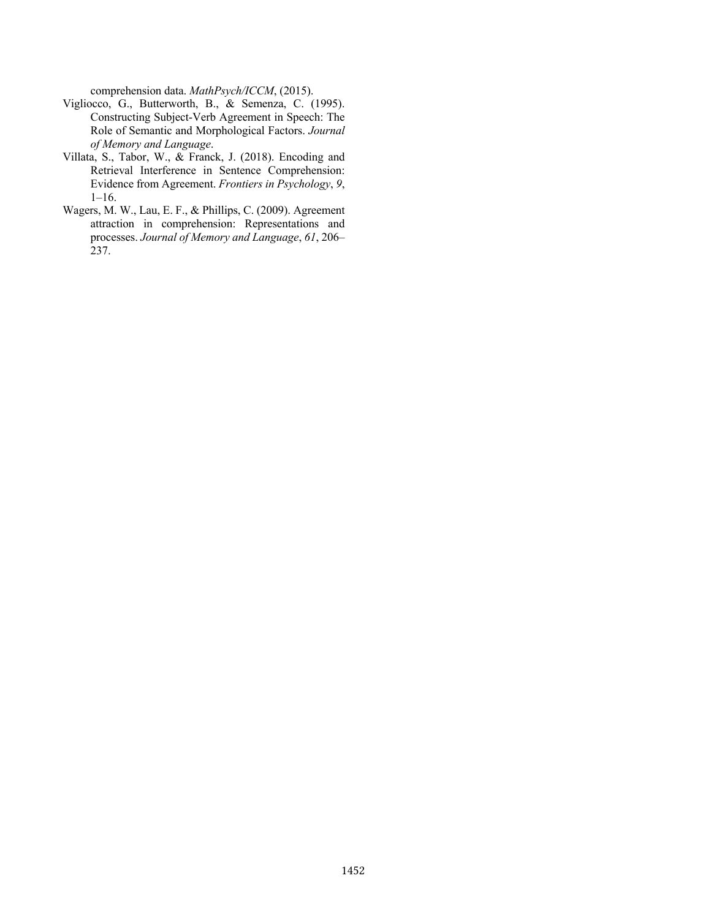comprehension data. *MathPsych/ICCM*, (2015).

Vigliocco, G., Butterworth, B., & Semenza, C. (1995). Constructing Subject-Verb Agreement in Speech: The Role of Semantic and Morphological Factors. *Journal of Memory and Language*.

Villata, S., Tabor, W., & Franck, J. (2018). Encoding and Retrieval Interference in Sentence Comprehension: Evidence from Agreement. *Frontiers in Psychology*, *9*, 1–16.

Wagers, M. W., Lau, E. F., & Phillips, C. (2009). Agreement attraction in comprehension: Representations and processes. *Journal of Memory and Language*, *61*, 206–237.